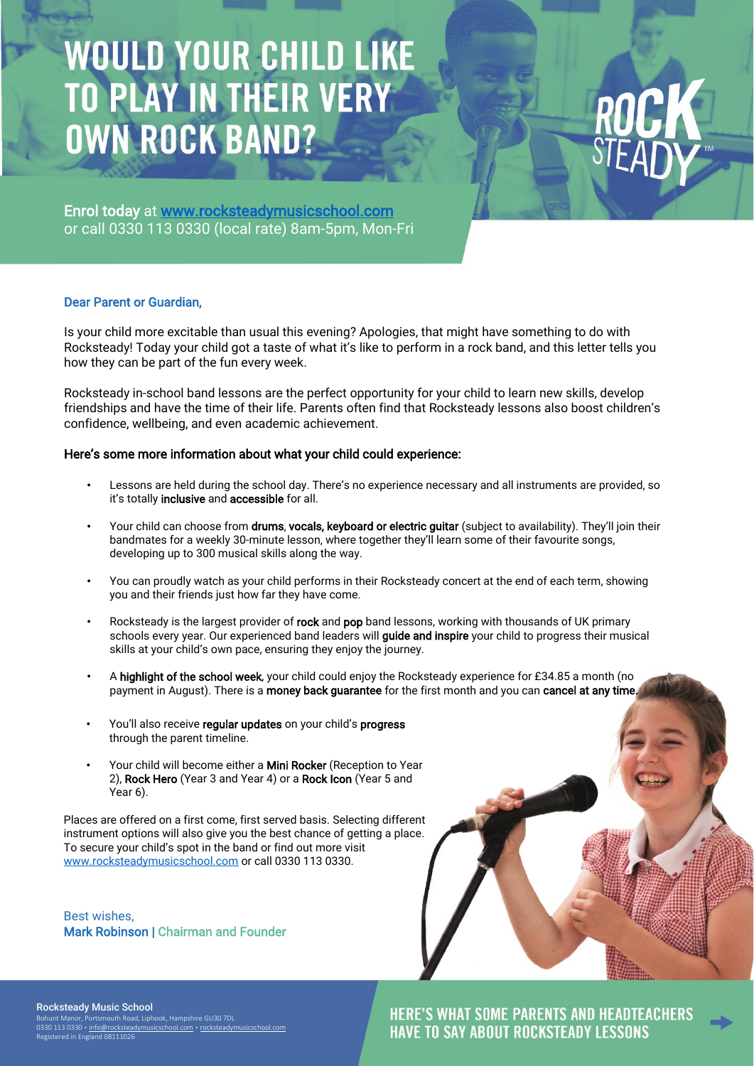# WOULD YOUR CHILD LIKE TO PLAY IN THEIR VERY OWN ROCK BAND?

ROCK STEADY™

**Enrol today** at [www.rocksteadymusicschool.com](http://www.rocksteadymusicschool.com)
or call 0330 113 0330 (local rate) 8am-5pm, Mon-Fri

Dear Parent or Guardian,

Is your child more excitable than usual this evening? Apologies, that might have something to do with Rocksteady! Today your child got a taste of what it's like to perform in a rock band, and this letter tells you how they can be part of the fun every week.

Rocksteady in-school band lessons are the perfect opportunity for your child to learn new skills, develop friendships and have the time of their life. Parents often find that Rocksteady lessons also boost children's confidence, wellbeing, and even academic achievement.

**Here's some more information about what your child could experience:**

- Lessons are held during the school day. There's no experience necessary and all instruments are provided, so it's totally **inclusive** and **accessible** for all.
- Your child can choose from **drums**, **vocals, keyboard or electric guitar** (subject to availability). They'll join their bandmates for a weekly 30-minute lesson, where together they'll learn some of their favourite songs, developing up to 300 musical skills along the way.
- You can proudly watch as your child performs in their Rocksteady concert at the end of each term, showing you and their friends just how far they have come.
- Rocksteady is the largest provider of **rock** and **pop** band lessons, working with thousands of UK primary schools every year. Our experienced band leaders will **guide and inspire** your child to progress their musical skills at your child's own pace, ensuring they enjoy the journey.
- A **highlight of the school week**, your child could enjoy the Rocksteady experience for £34.85 a month (no payment in August). There is a **money back guarantee** for the first month and you can **cancel at any time.**
- You'll also receive **regular updates** on your child's **progress** through the parent timeline.
- Your child will become either a **Mini Rocker** (Reception to Year 2), **Rock Hero** (Year 3 and Year 4) or a **Rock Icon** (Year 5 and Year 6).

Places are offered on a first come, first served basis. Selecting different instrument options will also give you the best chance of getting a place. To secure your child's spot in the band or find out more visit [www.rocksteadymusicschool.com](http://www.rocksteadymusicschool.com) or call 0330 113 0330.

Best wishes,
**Mark Robinson** | Chairman and Founder

**Rocksteady Music School**
Bohunt Manor, Portsmouth Road, Liphook, Hampshire GU30 7DL
0330 113 0330 • info@rocksteadymusicschool.com • rocksteadymusicschool.com
Registered in England 08111026

**HERE'S WHAT SOME PARENTS AND HEADTEACHERS HAVE TO SAY ABOUT ROCKSTEADY LESSONS** →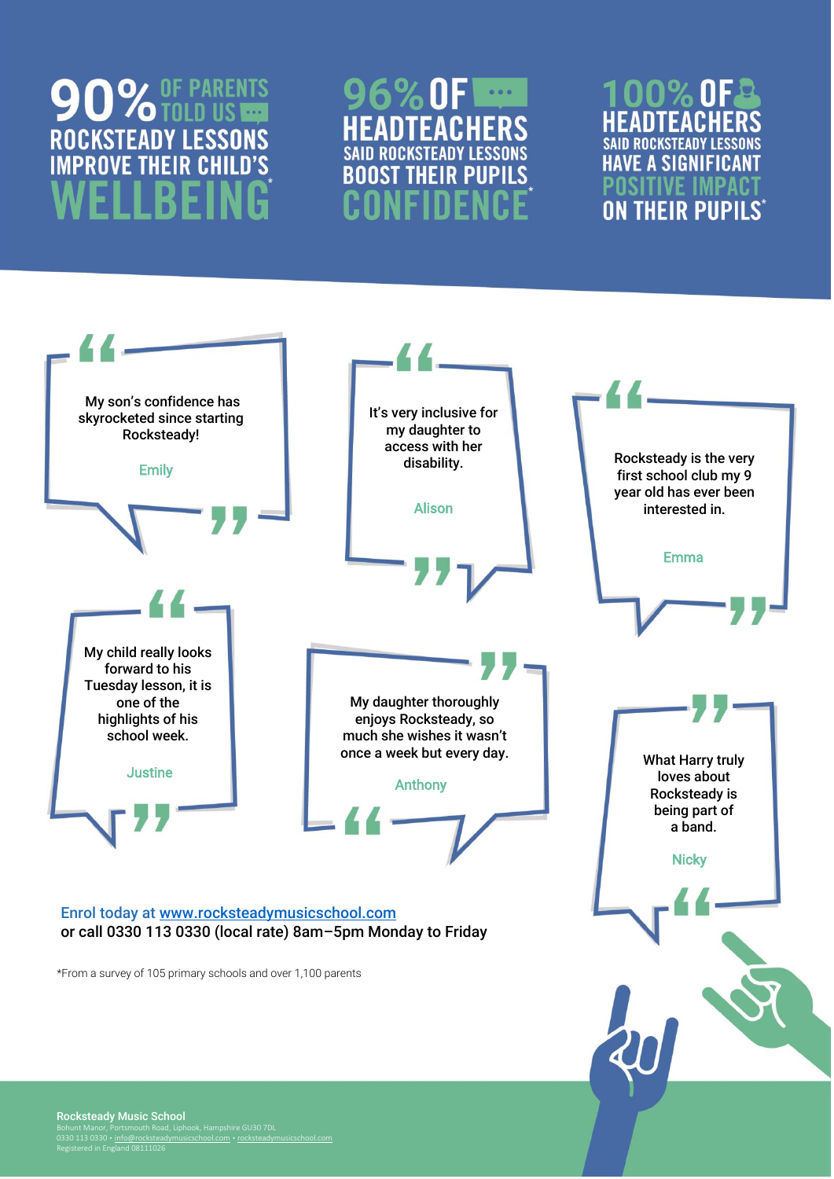**90% OF PARENTS TOLD US ROCKSTEADY LESSONS IMPROVE THEIR CHILD'S WELLBEING***

**96% OF HEADTEACHERS SAID ROCKSTEADY LESSONS BOOST THEIR PUPILS CONFIDENCE***

**100% OF HEADTEACHERS SAID ROCKSTEADY LESSONS HAVE A SIGNIFICANT POSITIVE IMPACT ON THEIR PUPILS***

> My son's confidence has skyrocketed since starting Rocksteady!
>
> Emily

> It's very inclusive for my daughter to access with her disability.
>
> Alison

> Rocksteady is the very first school club my 9 year old has ever been interested in.
>
> Emma

> My child really looks forward to his Tuesday lesson, it is one of the highlights of his school week.
>
> Justine

> My daughter thoroughly enjoys Rocksteady, so much she wishes it wasn't once a week but every day.
>
> Anthony

> What Harry truly loves about Rocksteady is being part of a band.
>
> Nicky

Enrol today at www.rocksteadymusicschool.com
or call 0330 113 0330 (local rate) 8am–5pm Monday to Friday

*From a survey of 105 primary schools and over 1,100 parents

Rocksteady Music School
Bohunt Manor, Portsmouth Road, Liphook, Hampshire GU30 7DL
0330 113 0330 • info@rocksteadymusicschool.com • rocksteadymusicschool.com
Registered in England 08111026